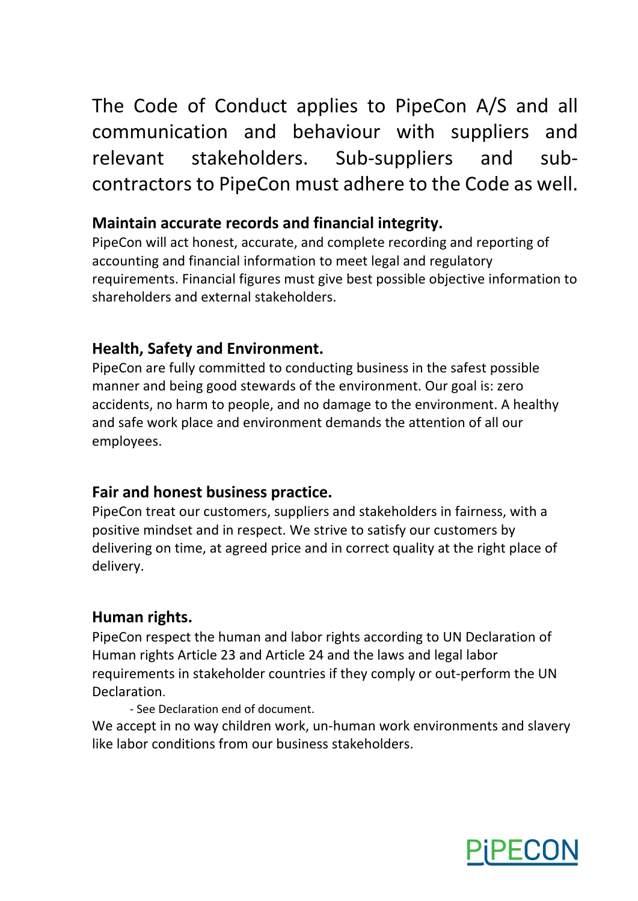The Code of Conduct applies to PipeCon A/S and all communication and behaviour with suppliers and relevant stakeholders. Sub-suppliers and sub-contractors to PipeCon must adhere to the Code as well.

**Maintain accurate records and financial integrity.**

PipeCon will act honest, accurate, and complete recording and reporting of accounting and financial information to meet legal and regulatory requirements. Financial figures must give best possible objective information to shareholders and external stakeholders.

**Health, Safety and Environment.**

PipeCon are fully committed to conducting business in the safest possible manner and being good stewards of the environment. Our goal is: zero accidents, no harm to people, and no damage to the environment. A healthy and safe work place and environment demands the attention of all our employees.

**Fair and honest business practice.**

PipeCon treat our customers, suppliers and stakeholders in fairness, with a positive mindset and in respect. We strive to satisfy our customers by delivering on time, at agreed price and in correct quality at the right place of delivery.

**Human rights.**

PipeCon respect the human and labor rights according to UN Declaration of Human rights Article 23 and Article 24 and the laws and legal labor requirements in stakeholder countries if they comply or out-perform the UN Declaration.

- See Declaration end of document.

We accept in no way children work, un-human work environments and slavery like labor conditions from our business stakeholders.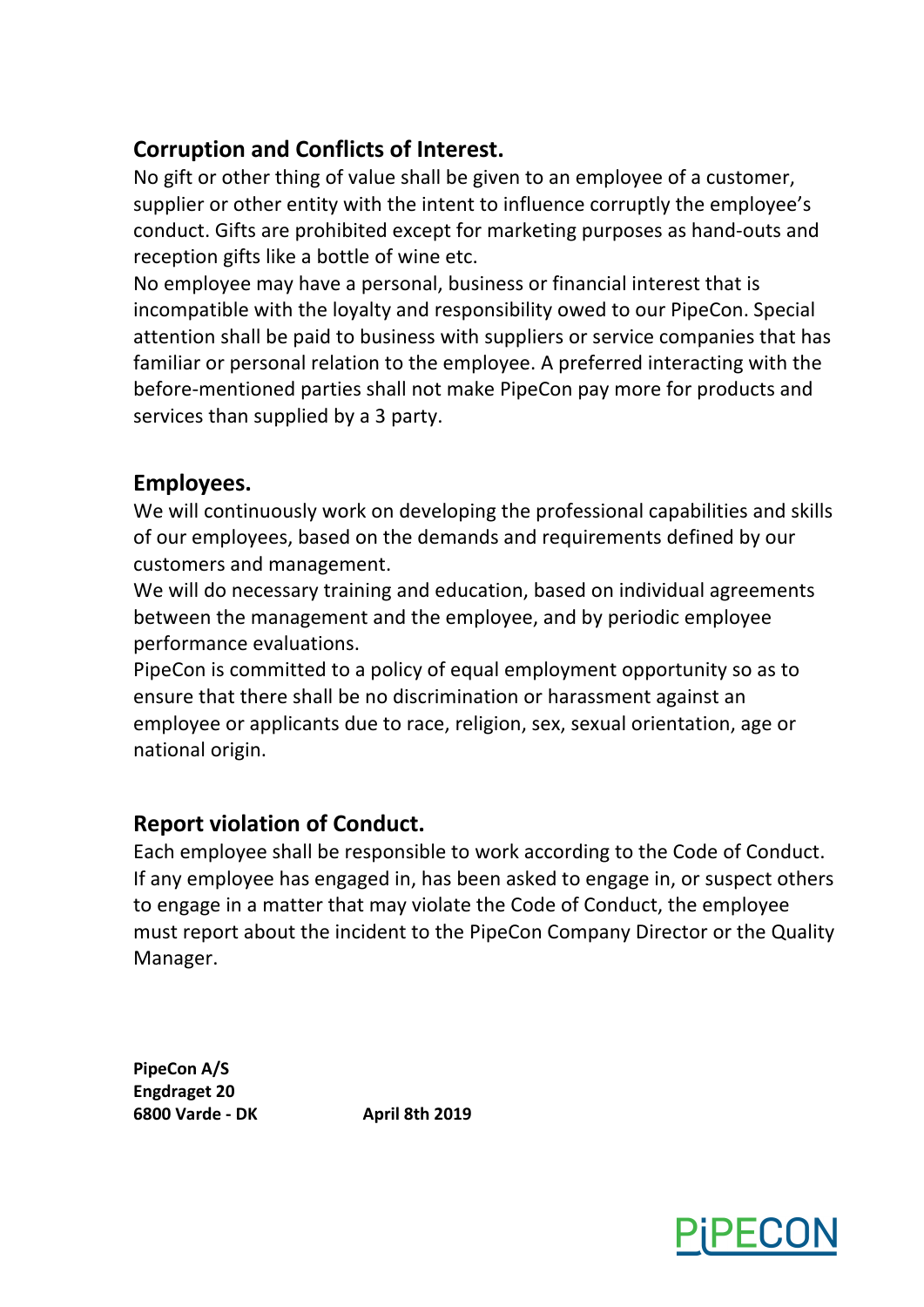## Corruption and Conflicts of Interest.

No gift or other thing of value shall be given to an employee of a customer, supplier or other entity with the intent to influence corruptly the employee's conduct. Gifts are prohibited except for marketing purposes as hand-outs and reception gifts like a bottle of wine etc.

No employee may have a personal, business or financial interest that is incompatible with the loyalty and responsibility owed to our PipeCon. Special attention shall be paid to business with suppliers or service companies that has familiar or personal relation to the employee. A preferred interacting with the before-mentioned parties shall not make PipeCon pay more for products and services than supplied by a 3 party.

## Employees.

We will continuously work on developing the professional capabilities and skills of our employees, based on the demands and requirements defined by our customers and management.

We will do necessary training and education, based on individual agreements between the management and the employee, and by periodic employee performance evaluations.

PipeCon is committed to a policy of equal employment opportunity so as to ensure that there shall be no discrimination or harassment against an employee or applicants due to race, religion, sex, sexual orientation, age or national origin.

## Report violation of Conduct.

Each employee shall be responsible to work according to the Code of Conduct. If any employee has engaged in, has been asked to engage in, or suspect others to engage in a matter that may violate the Code of Conduct, the employee must report about the incident to the PipeCon Company Director or the Quality Manager.

**PipeCon A/S**
**Engdraget 20**
**6800 Varde - DK** **April 8th 2019**

PIPECON